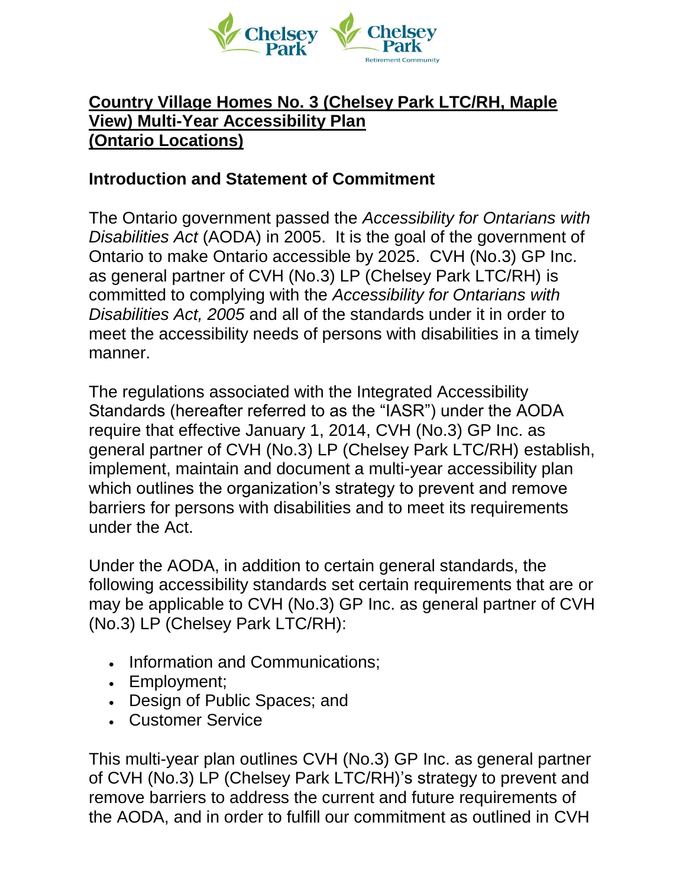# Country Village Homes No. 3 (Chelsey Park LTC/RH, Maple View) Multi-Year Accessibility Plan (Ontario Locations)

## Introduction and Statement of Commitment

The Ontario government passed the *Accessibility for Ontarians with Disabilities Act* (AODA) in 2005. It is the goal of the government of Ontario to make Ontario accessible by 2025. CVH (No.3) GP Inc. as general partner of CVH (No.3) LP (Chelsey Park LTC/RH) is committed to complying with the *Accessibility for Ontarians with Disabilities Act, 2005* and all of the standards under it in order to meet the accessibility needs of persons with disabilities in a timely manner.

The regulations associated with the Integrated Accessibility Standards (hereafter referred to as the "IASR") under the AODA require that effective January 1, 2014, CVH (No.3) GP Inc. as general partner of CVH (No.3) LP (Chelsey Park LTC/RH) establish, implement, maintain and document a multi-year accessibility plan which outlines the organization's strategy to prevent and remove barriers for persons with disabilities and to meet its requirements under the Act.

Under the AODA, in addition to certain general standards, the following accessibility standards set certain requirements that are or may be applicable to CVH (No.3) GP Inc. as general partner of CVH (No.3) LP (Chelsey Park LTC/RH):

- Information and Communications;
- Employment;
- Design of Public Spaces; and
- Customer Service

This multi-year plan outlines CVH (No.3) GP Inc. as general partner of CVH (No.3) LP (Chelsey Park LTC/RH)'s strategy to prevent and remove barriers to address the current and future requirements of the AODA, and in order to fulfill our commitment as outlined in CVH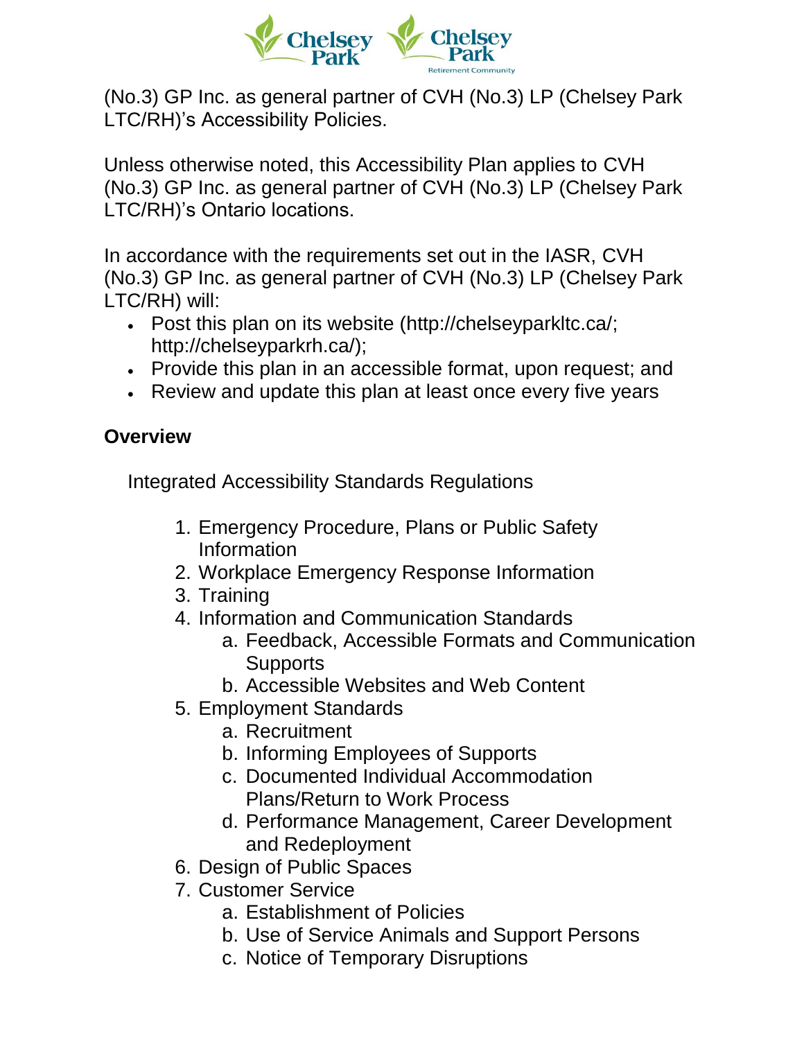(No.3) GP Inc. as general partner of CVH (No.3) LP (Chelsey Park LTC/RH)'s Accessibility Policies.

Unless otherwise noted, this Accessibility Plan applies to CVH (No.3) GP Inc. as general partner of CVH (No.3) LP (Chelsey Park LTC/RH)'s Ontario locations.

In accordance with the requirements set out in the IASR, CVH (No.3) GP Inc. as general partner of CVH (No.3) LP (Chelsey Park LTC/RH) will:

- Post this plan on its website (http://chelseyparkltc.ca/; http://chelseyparkrh.ca/);
- Provide this plan in an accessible format, upon request; and
- Review and update this plan at least once every five years

**Overview**

Integrated Accessibility Standards Regulations

1. Emergency Procedure, Plans or Public Safety Information
2. Workplace Emergency Response Information
3. Training
4. Information and Communication Standards
   a. Feedback, Accessible Formats and Communication Supports
   b. Accessible Websites and Web Content
5. Employment Standards
   a. Recruitment
   b. Informing Employees of Supports
   c. Documented Individual Accommodation Plans/Return to Work Process
   d. Performance Management, Career Development and Redeployment
6. Design of Public Spaces
7. Customer Service
   a. Establishment of Policies
   b. Use of Service Animals and Support Persons
   c. Notice of Temporary Disruptions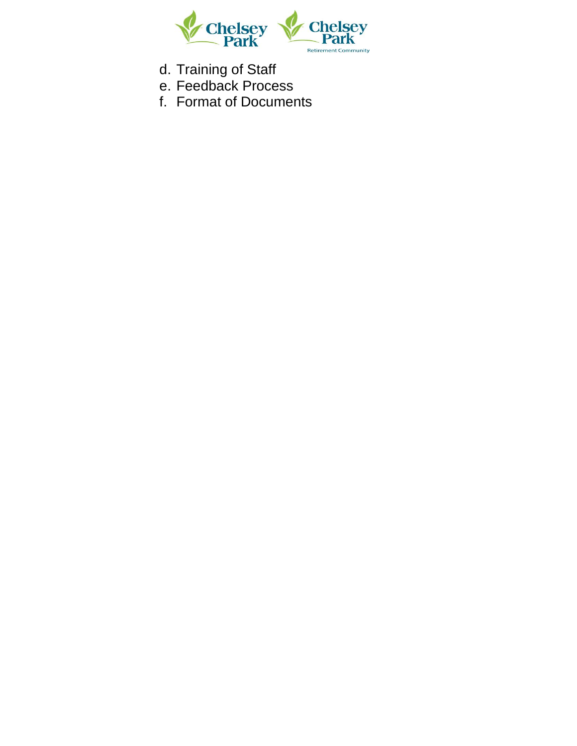d. Training of Staff
e. Feedback Process
f. Format of Documents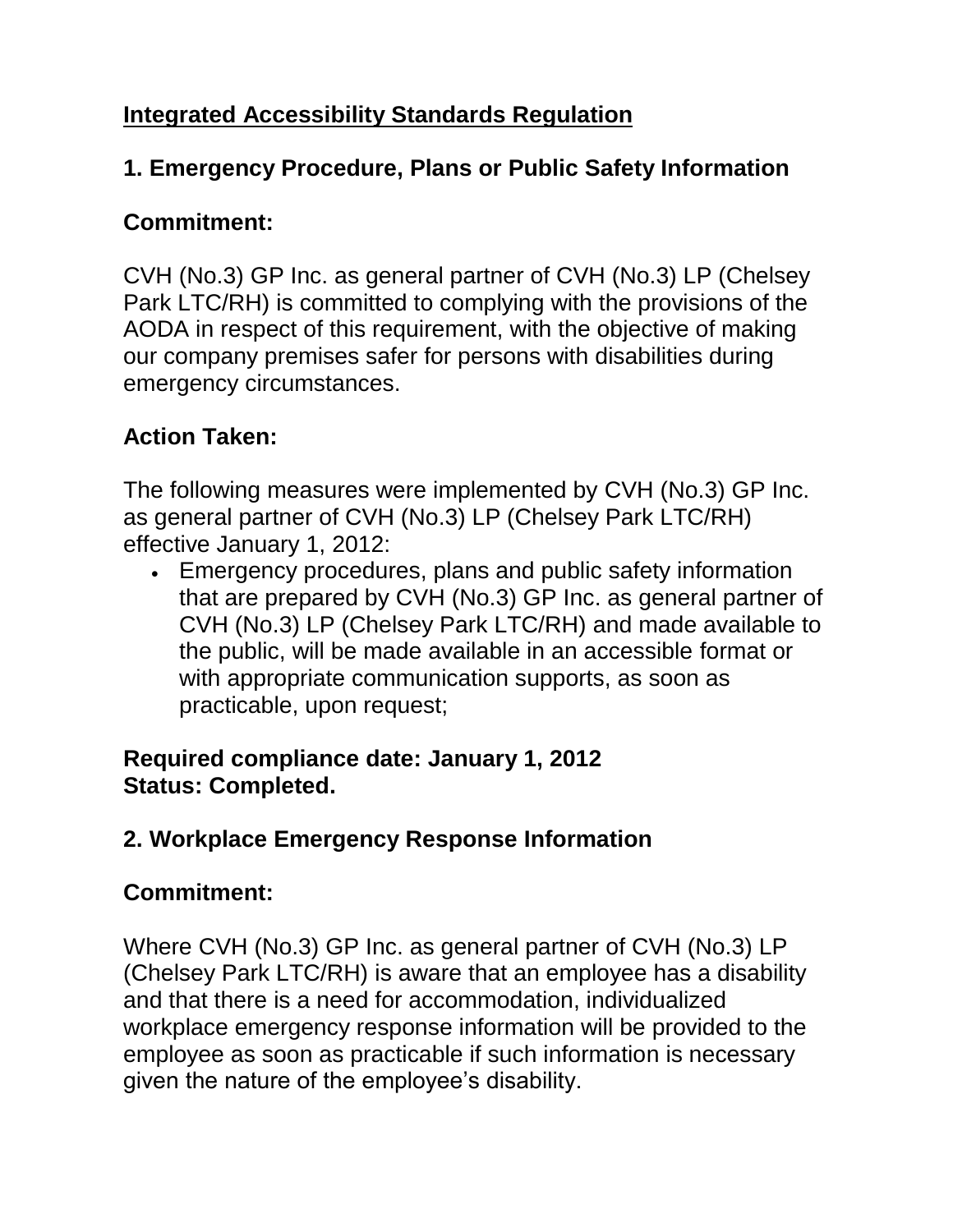## Integrated Accessibility Standards Regulation

### 1. Emergency Procedure, Plans or Public Safety Information

### Commitment:

CVH (No.3) GP Inc. as general partner of CVH (No.3) LP (Chelsey Park LTC/RH) is committed to complying with the provisions of the AODA in respect of this requirement, with the objective of making our company premises safer for persons with disabilities during emergency circumstances.

### Action Taken:

The following measures were implemented by CVH (No.3) GP Inc. as general partner of CVH (No.3) LP (Chelsey Park LTC/RH) effective January 1, 2012:

- Emergency procedures, plans and public safety information that are prepared by CVH (No.3) GP Inc. as general partner of CVH (No.3) LP (Chelsey Park LTC/RH) and made available to the public, will be made available in an accessible format or with appropriate communication supports, as soon as practicable, upon request;

**Required compliance date: January 1, 2012**
**Status: Completed.**

### 2. Workplace Emergency Response Information

### Commitment:

Where CVH (No.3) GP Inc. as general partner of CVH (No.3) LP (Chelsey Park LTC/RH) is aware that an employee has a disability and that there is a need for accommodation, individualized workplace emergency response information will be provided to the employee as soon as practicable if such information is necessary given the nature of the employee's disability.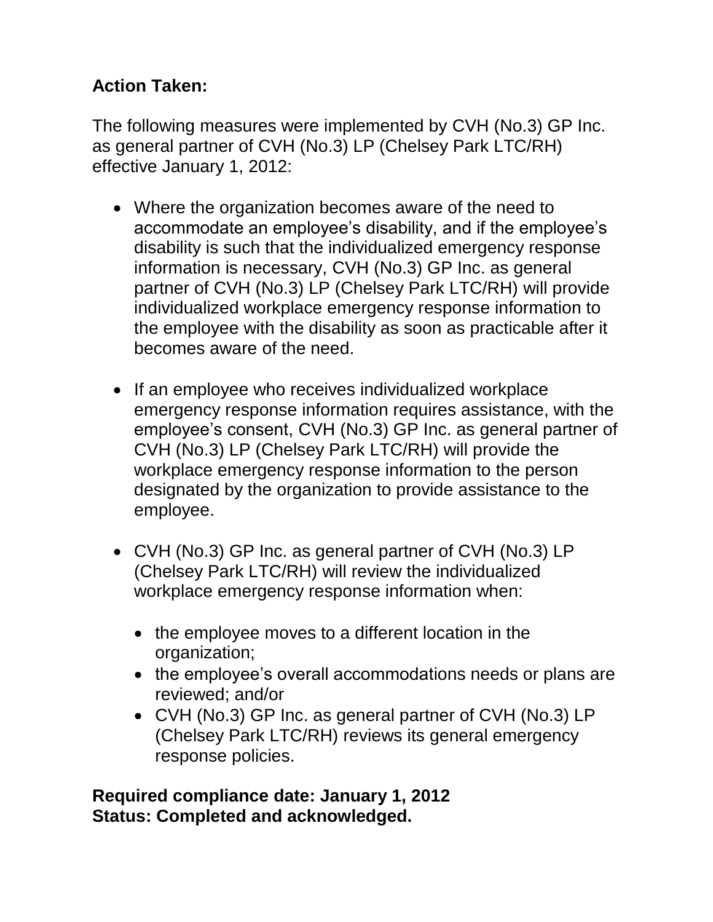**Action Taken:**

The following measures were implemented by CVH (No.3) GP Inc. as general partner of CVH (No.3) LP (Chelsey Park LTC/RH) effective January 1, 2012:

- Where the organization becomes aware of the need to accommodate an employee's disability, and if the employee's disability is such that the individualized emergency response information is necessary, CVH (No.3) GP Inc. as general partner of CVH (No.3) LP (Chelsey Park LTC/RH) will provide individualized workplace emergency response information to the employee with the disability as soon as practicable after it becomes aware of the need.
- If an employee who receives individualized workplace emergency response information requires assistance, with the employee's consent, CVH (No.3) GP Inc. as general partner of CVH (No.3) LP (Chelsey Park LTC/RH) will provide the workplace emergency response information to the person designated by the organization to provide assistance to the employee.
- CVH (No.3) GP Inc. as general partner of CVH (No.3) LP (Chelsey Park LTC/RH) will review the individualized workplace emergency response information when:
  - the employee moves to a different location in the organization;
  - the employee's overall accommodations needs or plans are reviewed; and/or
  - CVH (No.3) GP Inc. as general partner of CVH (No.3) LP (Chelsey Park LTC/RH) reviews its general emergency response policies.

**Required compliance date: January 1, 2012**
**Status: Completed and acknowledged.**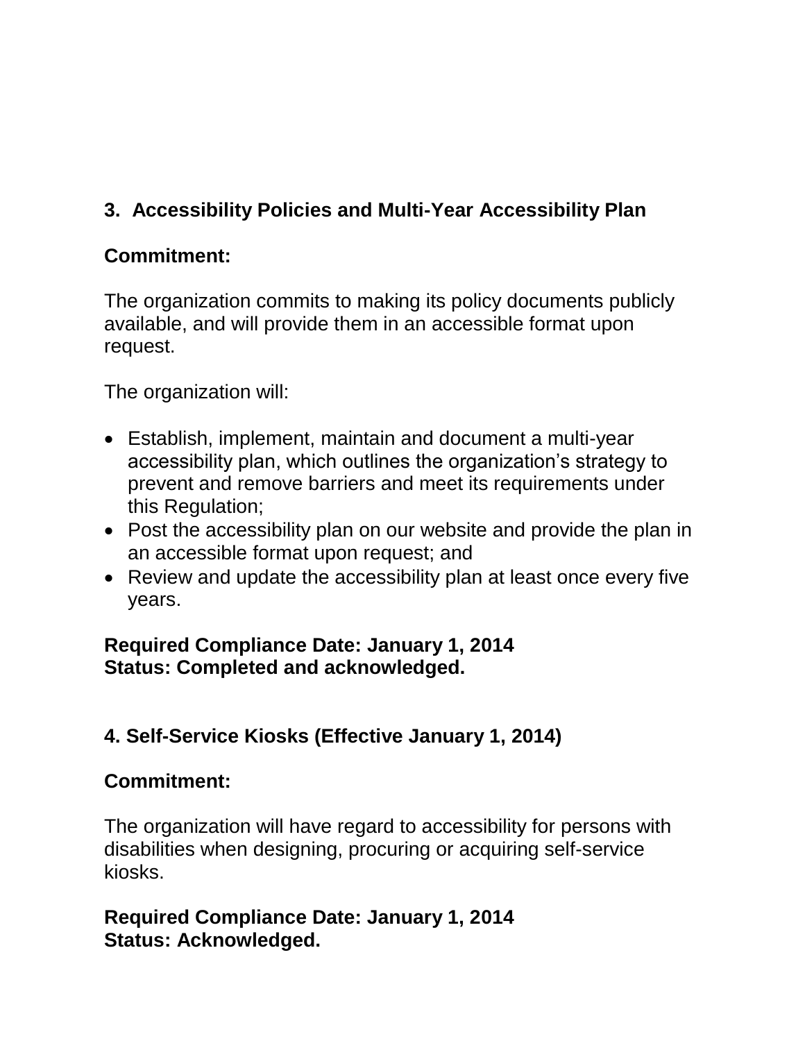## 3. Accessibility Policies and Multi-Year Accessibility Plan

### Commitment:

The organization commits to making its policy documents publicly available, and will provide them in an accessible format upon request.

The organization will:

- Establish, implement, maintain and document a multi-year accessibility plan, which outlines the organization's strategy to prevent and remove barriers and meet its requirements under this Regulation;
- Post the accessibility plan on our website and provide the plan in an accessible format upon request; and
- Review and update the accessibility plan at least once every five years.

**Required Compliance Date: January 1, 2014**
**Status: Completed and acknowledged.**

## 4. Self-Service Kiosks (Effective January 1, 2014)

### Commitment:

The organization will have regard to accessibility for persons with disabilities when designing, procuring or acquiring self-service kiosks.

**Required Compliance Date: January 1, 2014**
**Status: Acknowledged.**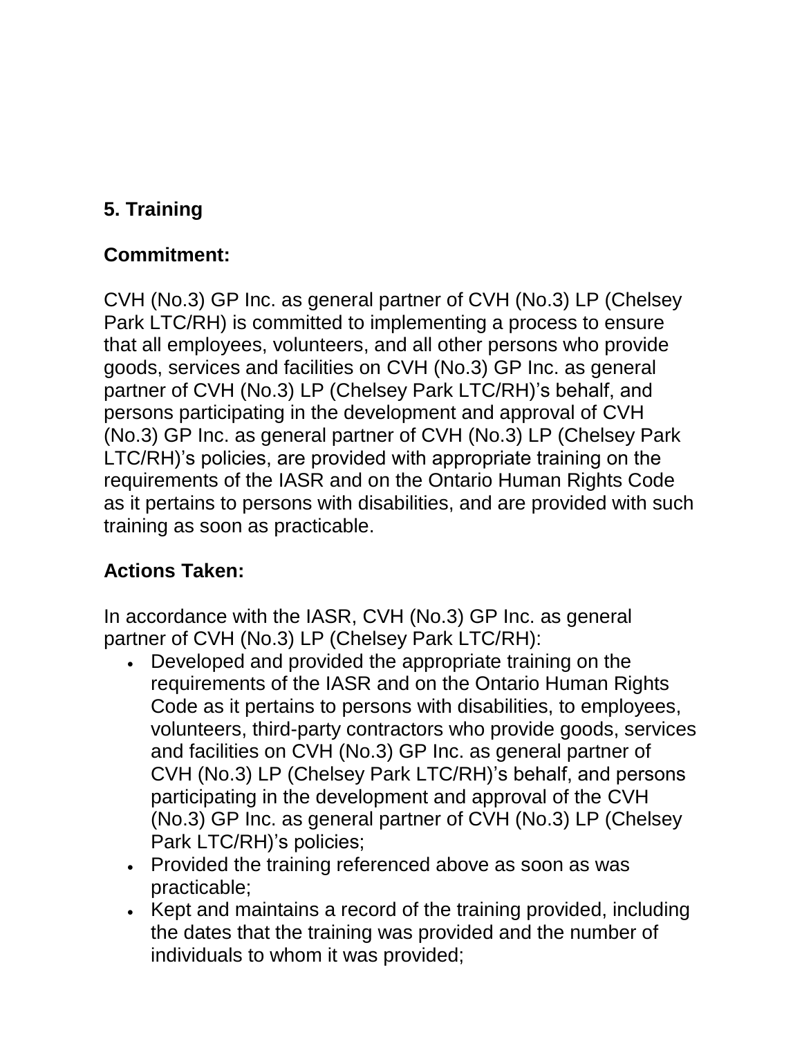## 5. Training

### Commitment:

CVH (No.3) GP Inc. as general partner of CVH (No.3) LP (Chelsey Park LTC/RH) is committed to implementing a process to ensure that all employees, volunteers, and all other persons who provide goods, services and facilities on CVH (No.3) GP Inc. as general partner of CVH (No.3) LP (Chelsey Park LTC/RH)'s behalf, and persons participating in the development and approval of CVH (No.3) GP Inc. as general partner of CVH (No.3) LP (Chelsey Park LTC/RH)'s policies, are provided with appropriate training on the requirements of the IASR and on the Ontario Human Rights Code as it pertains to persons with disabilities, and are provided with such training as soon as practicable.

### Actions Taken:

In accordance with the IASR, CVH (No.3) GP Inc. as general partner of CVH (No.3) LP (Chelsey Park LTC/RH):

- Developed and provided the appropriate training on the requirements of the IASR and on the Ontario Human Rights Code as it pertains to persons with disabilities, to employees, volunteers, third-party contractors who provide goods, services and facilities on CVH (No.3) GP Inc. as general partner of CVH (No.3) LP (Chelsey Park LTC/RH)'s behalf, and persons participating in the development and approval of the CVH (No.3) GP Inc. as general partner of CVH (No.3) LP (Chelsey Park LTC/RH)'s policies;
- Provided the training referenced above as soon as was practicable;
- Kept and maintains a record of the training provided, including the dates that the training was provided and the number of individuals to whom it was provided;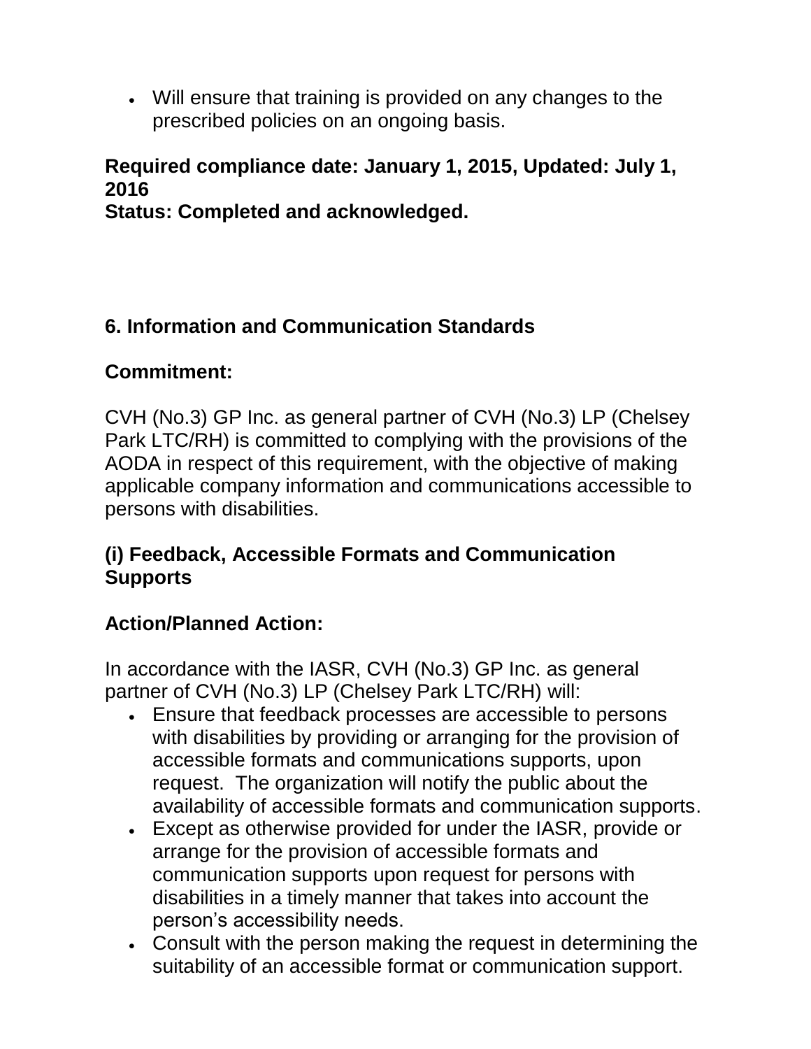- Will ensure that training is provided on any changes to the prescribed policies on an ongoing basis.

**Required compliance date: January 1, 2015, Updated: July 1, 2016**
**Status: Completed and acknowledged.**

## 6. Information and Communication Standards

**Commitment:**

CVH (No.3) GP Inc. as general partner of CVH (No.3) LP (Chelsey Park LTC/RH) is committed to complying with the provisions of the AODA in respect of this requirement, with the objective of making applicable company information and communications accessible to persons with disabilities.

### (i) Feedback, Accessible Formats and Communication Supports

**Action/Planned Action:**

In accordance with the IASR, CVH (No.3) GP Inc. as general partner of CVH (No.3) LP (Chelsey Park LTC/RH) will:

- Ensure that feedback processes are accessible to persons with disabilities by providing or arranging for the provision of accessible formats and communications supports, upon request. The organization will notify the public about the availability of accessible formats and communication supports.
- Except as otherwise provided for under the IASR, provide or arrange for the provision of accessible formats and communication supports upon request for persons with disabilities in a timely manner that takes into account the person's accessibility needs.
- Consult with the person making the request in determining the suitability of an accessible format or communication support.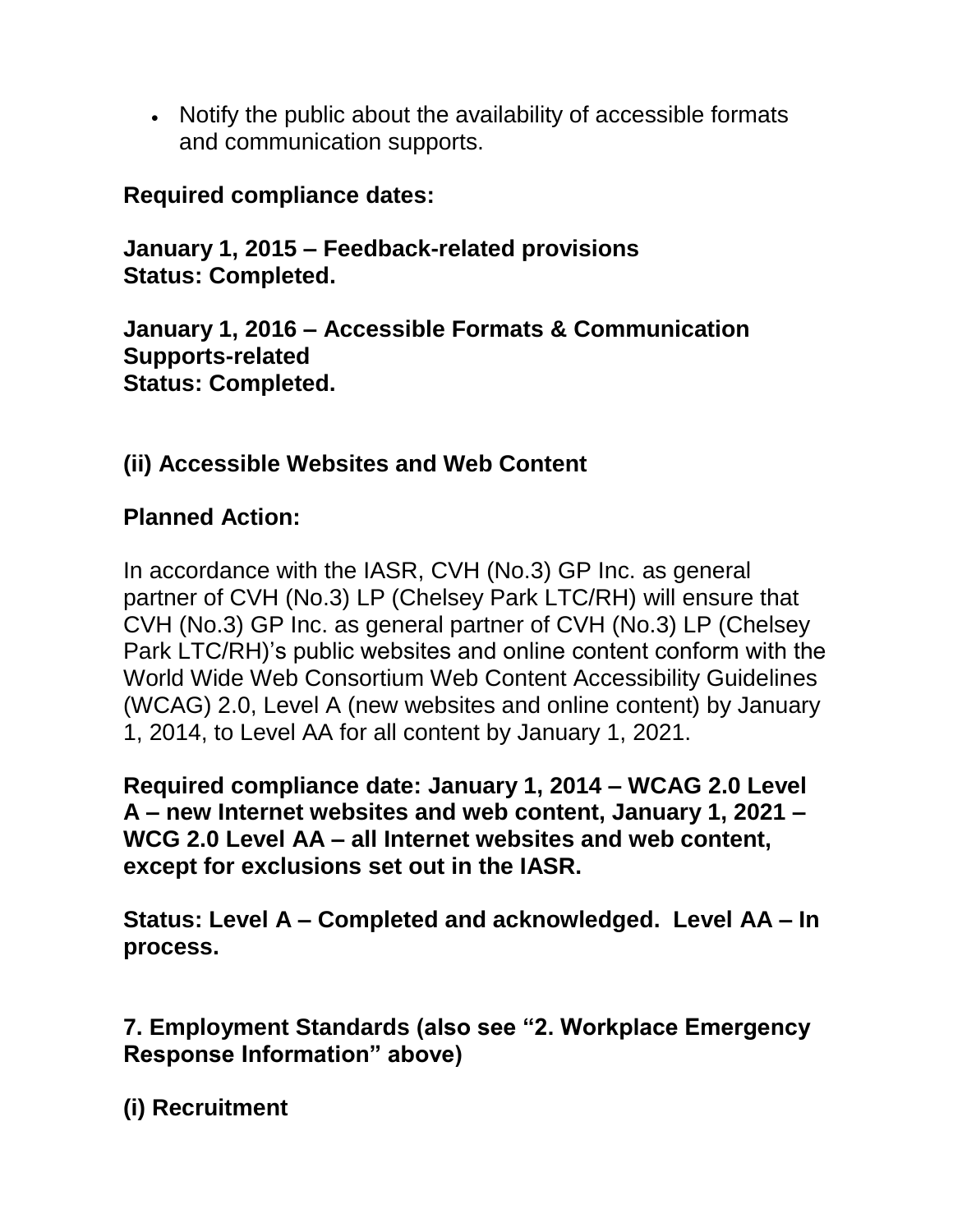- Notify the public about the availability of accessible formats and communication supports.

**Required compliance dates:**

**January 1, 2015 – Feedback-related provisions**
**Status: Completed.**

**January 1, 2016 – Accessible Formats & Communication Supports-related**
**Status: Completed.**

## (ii) Accessible Websites and Web Content

**Planned Action:**

In accordance with the IASR, CVH (No.3) GP Inc. as general partner of CVH (No.3) LP (Chelsey Park LTC/RH) will ensure that CVH (No.3) GP Inc. as general partner of CVH (No.3) LP (Chelsey Park LTC/RH)'s public websites and online content conform with the World Wide Web Consortium Web Content Accessibility Guidelines (WCAG) 2.0, Level A (new websites and online content) by January 1, 2014, to Level AA for all content by January 1, 2021.

**Required compliance date: January 1, 2014 – WCAG 2.0 Level A – new Internet websites and web content, January 1, 2021 – WCG 2.0 Level AA – all Internet websites and web content, except for exclusions set out in the IASR.**

**Status: Level A – Completed and acknowledged. Level AA – In process.**

## 7. Employment Standards (also see "2. Workplace Emergency Response Information" above)

## (i) Recruitment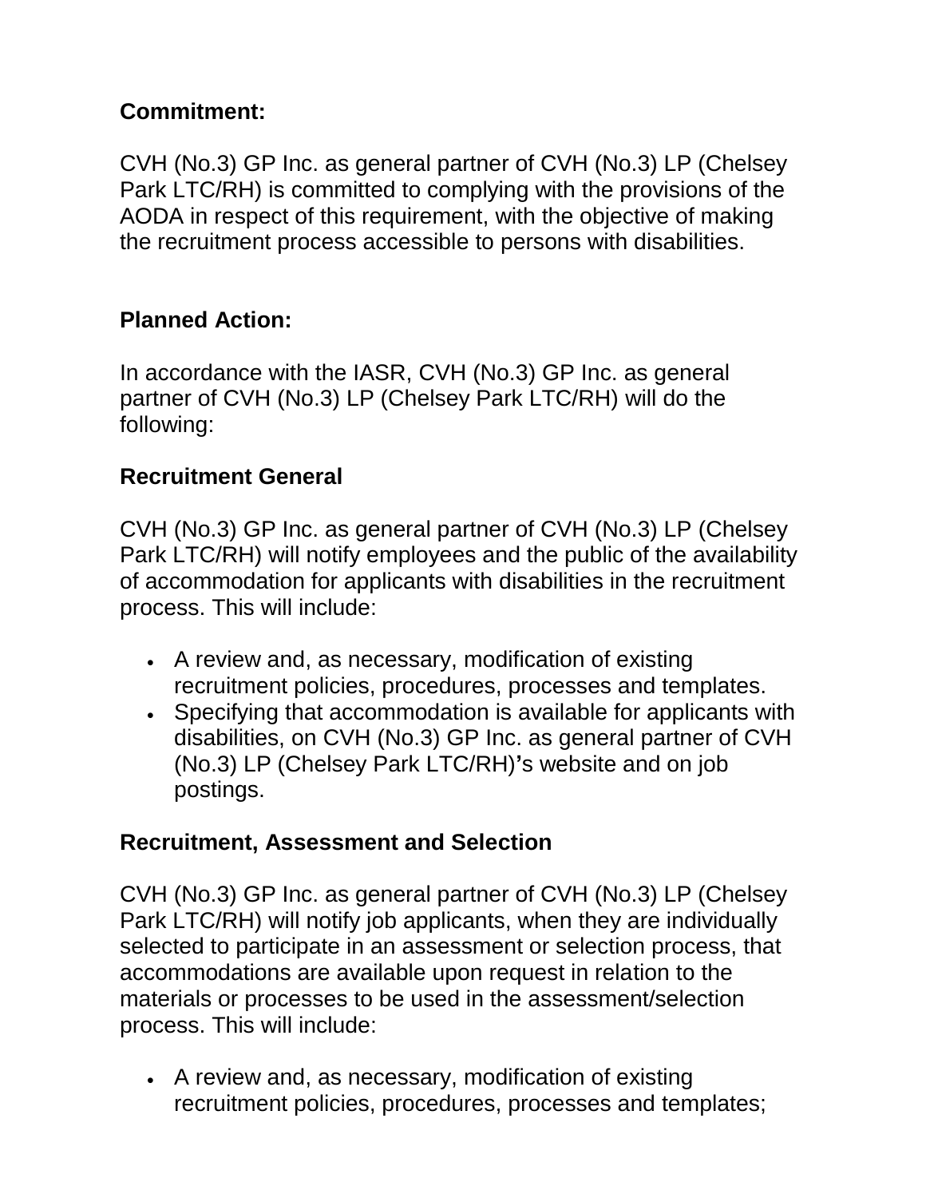**Commitment:**

CVH (No.3) GP Inc. as general partner of CVH (No.3) LP (Chelsey Park LTC/RH) is committed to complying with the provisions of the AODA in respect of this requirement, with the objective of making the recruitment process accessible to persons with disabilities.

**Planned Action:**

In accordance with the IASR, CVH (No.3) GP Inc. as general partner of CVH (No.3) LP (Chelsey Park LTC/RH) will do the following:

**Recruitment General**

CVH (No.3) GP Inc. as general partner of CVH (No.3) LP (Chelsey Park LTC/RH) will notify employees and the public of the availability of accommodation for applicants with disabilities in the recruitment process. This will include:

- A review and, as necessary, modification of existing recruitment policies, procedures, processes and templates.
- Specifying that accommodation is available for applicants with disabilities, on CVH (No.3) GP Inc. as general partner of CVH (No.3) LP (Chelsey Park LTC/RH)'s website and on job postings.

**Recruitment, Assessment and Selection**

CVH (No.3) GP Inc. as general partner of CVH (No.3) LP (Chelsey Park LTC/RH) will notify job applicants, when they are individually selected to participate in an assessment or selection process, that accommodations are available upon request in relation to the materials or processes to be used in the assessment/selection process. This will include:

- A review and, as necessary, modification of existing recruitment policies, procedures, processes and templates;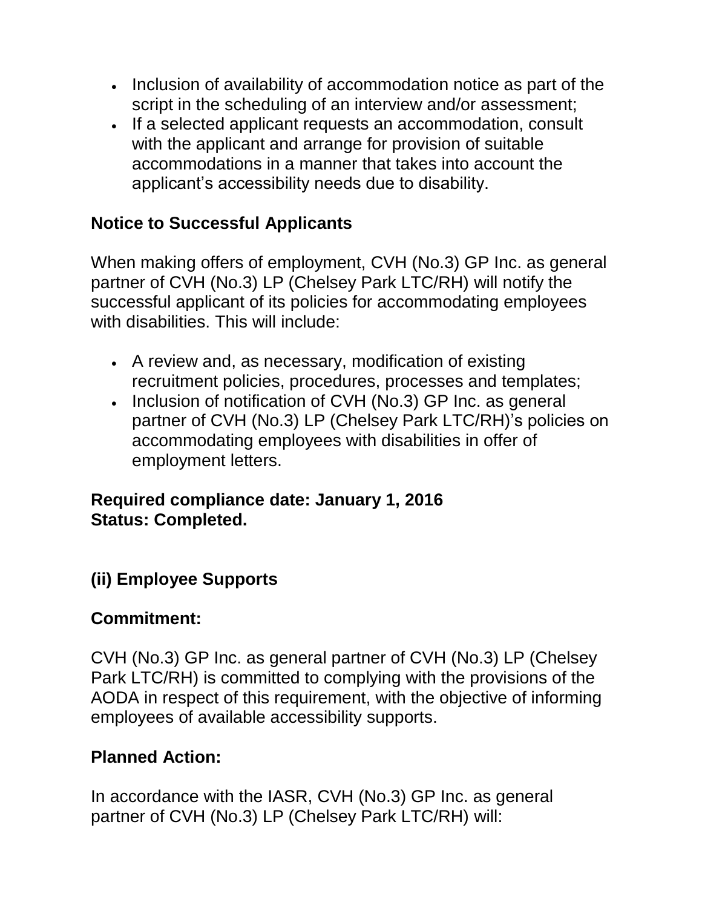- Inclusion of availability of accommodation notice as part of the script in the scheduling of an interview and/or assessment;
- If a selected applicant requests an accommodation, consult with the applicant and arrange for provision of suitable accommodations in a manner that takes into account the applicant's accessibility needs due to disability.

**Notice to Successful Applicants**

When making offers of employment, CVH (No.3) GP Inc. as general partner of CVH (No.3) LP (Chelsey Park LTC/RH) will notify the successful applicant of its policies for accommodating employees with disabilities. This will include:

- A review and, as necessary, modification of existing recruitment policies, procedures, processes and templates;
- Inclusion of notification of CVH (No.3) GP Inc. as general partner of CVH (No.3) LP (Chelsey Park LTC/RH)'s policies on accommodating employees with disabilities in offer of employment letters.

**Required compliance date: January 1, 2016**
**Status: Completed.**

## (ii) Employee Supports

**Commitment:**

CVH (No.3) GP Inc. as general partner of CVH (No.3) LP (Chelsey Park LTC/RH) is committed to complying with the provisions of the AODA in respect of this requirement, with the objective of informing employees of available accessibility supports.

**Planned Action:**

In accordance with the IASR, CVH (No.3) GP Inc. as general partner of CVH (No.3) LP (Chelsey Park LTC/RH) will: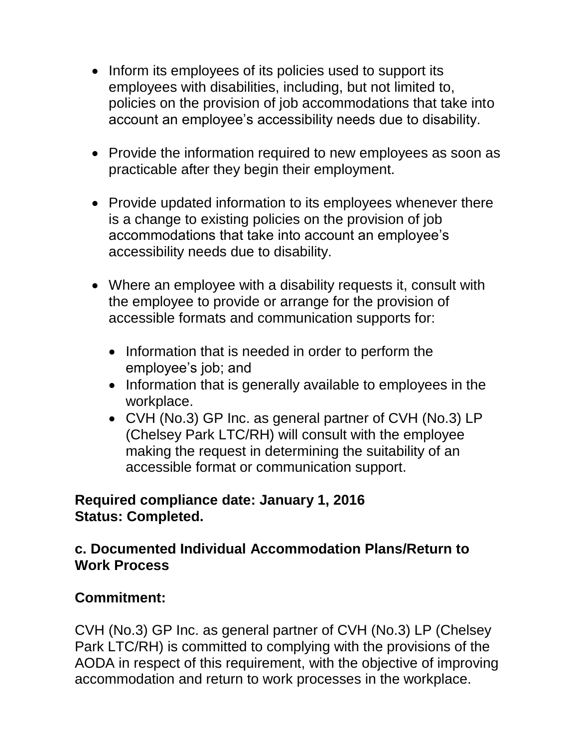- Inform its employees of its policies used to support its employees with disabilities, including, but not limited to, policies on the provision of job accommodations that take into account an employee's accessibility needs due to disability.

- Provide the information required to new employees as soon as practicable after they begin their employment.

- Provide updated information to its employees whenever there is a change to existing policies on the provision of job accommodations that take into account an employee's accessibility needs due to disability.

- Where an employee with a disability requests it, consult with the employee to provide or arrange for the provision of accessible formats and communication supports for:

  - Information that is needed in order to perform the employee's job; and
  - Information that is generally available to employees in the workplace.
  - CVH (No.3) GP Inc. as general partner of CVH (No.3) LP (Chelsey Park LTC/RH) will consult with the employee making the request in determining the suitability of an accessible format or communication support.

**Required compliance date: January 1, 2016**
**Status: Completed.**

### c. Documented Individual Accommodation Plans/Return to Work Process

**Commitment:**

CVH (No.3) GP Inc. as general partner of CVH (No.3) LP (Chelsey Park LTC/RH) is committed to complying with the provisions of the AODA in respect of this requirement, with the objective of improving accommodation and return to work processes in the workplace.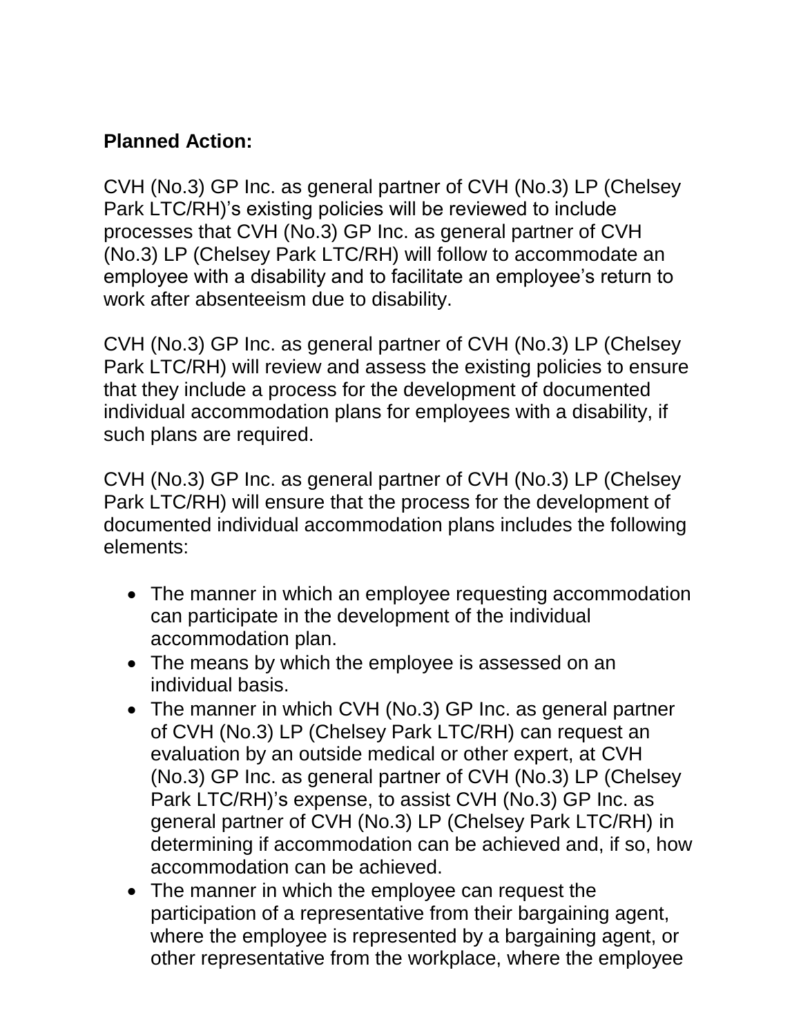**Planned Action:**

CVH (No.3) GP Inc. as general partner of CVH (No.3) LP (Chelsey Park LTC/RH)'s existing policies will be reviewed to include processes that CVH (No.3) GP Inc. as general partner of CVH (No.3) LP (Chelsey Park LTC/RH) will follow to accommodate an employee with a disability and to facilitate an employee's return to work after absenteeism due to disability.

CVH (No.3) GP Inc. as general partner of CVH (No.3) LP (Chelsey Park LTC/RH) will review and assess the existing policies to ensure that they include a process for the development of documented individual accommodation plans for employees with a disability, if such plans are required.

CVH (No.3) GP Inc. as general partner of CVH (No.3) LP (Chelsey Park LTC/RH) will ensure that the process for the development of documented individual accommodation plans includes the following elements:

- The manner in which an employee requesting accommodation can participate in the development of the individual accommodation plan.
- The means by which the employee is assessed on an individual basis.
- The manner in which CVH (No.3) GP Inc. as general partner of CVH (No.3) LP (Chelsey Park LTC/RH) can request an evaluation by an outside medical or other expert, at CVH (No.3) GP Inc. as general partner of CVH (No.3) LP (Chelsey Park LTC/RH)'s expense, to assist CVH (No.3) GP Inc. as general partner of CVH (No.3) LP (Chelsey Park LTC/RH) in determining if accommodation can be achieved and, if so, how accommodation can be achieved.
- The manner in which the employee can request the participation of a representative from their bargaining agent, where the employee is represented by a bargaining agent, or other representative from the workplace, where the employee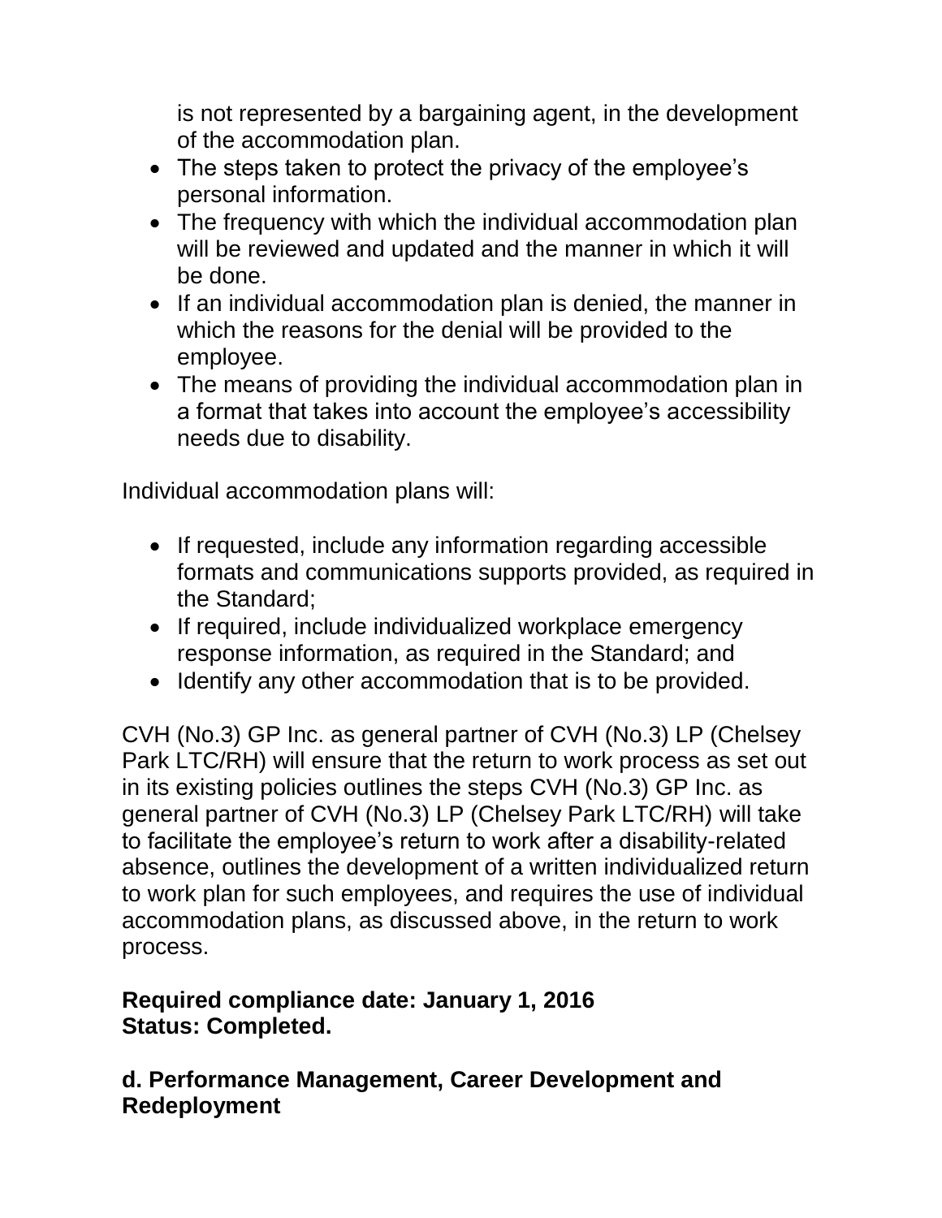is not represented by a bargaining agent, in the development of the accommodation plan.
- The steps taken to protect the privacy of the employee's personal information.
- The frequency with which the individual accommodation plan will be reviewed and updated and the manner in which it will be done.
- If an individual accommodation plan is denied, the manner in which the reasons for the denial will be provided to the employee.
- The means of providing the individual accommodation plan in a format that takes into account the employee's accessibility needs due to disability.

Individual accommodation plans will:

- If requested, include any information regarding accessible formats and communications supports provided, as required in the Standard;
- If required, include individualized workplace emergency response information, as required in the Standard; and
- Identify any other accommodation that is to be provided.

CVH (No.3) GP Inc. as general partner of CVH (No.3) LP (Chelsey Park LTC/RH) will ensure that the return to work process as set out in its existing policies outlines the steps CVH (No.3) GP Inc. as general partner of CVH (No.3) LP (Chelsey Park LTC/RH) will take to facilitate the employee's return to work after a disability-related absence, outlines the development of a written individualized return to work plan for such employees, and requires the use of individual accommodation plans, as discussed above, in the return to work process.

**Required compliance date: January 1, 2016**
**Status: Completed.**

### d. Performance Management, Career Development and Redeployment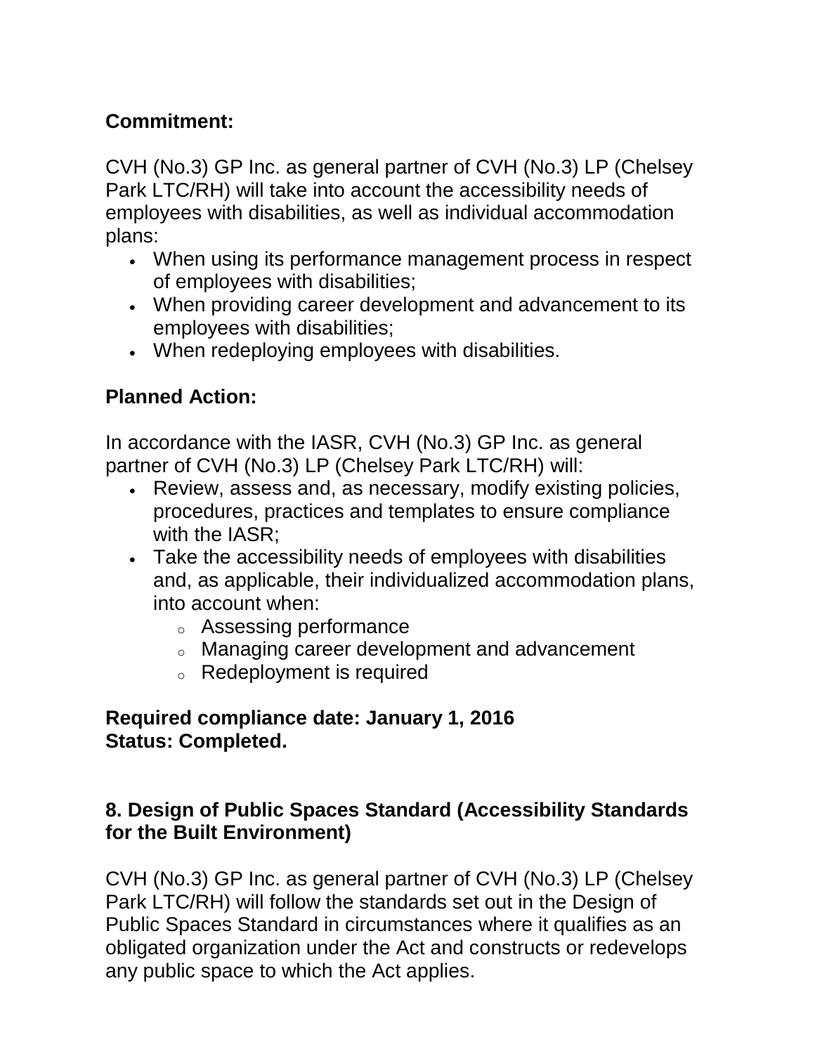**Commitment:**

CVH (No.3) GP Inc. as general partner of CVH (No.3) LP (Chelsey Park LTC/RH) will take into account the accessibility needs of employees with disabilities, as well as individual accommodation plans:

- When using its performance management process in respect of employees with disabilities;
- When providing career development and advancement to its employees with disabilities;
- When redeploying employees with disabilities.

**Planned Action:**

In accordance with the IASR, CVH (No.3) GP Inc. as general partner of CVH (No.3) LP (Chelsey Park LTC/RH) will:

- Review, assess and, as necessary, modify existing policies, procedures, practices and templates to ensure compliance with the IASR;
- Take the accessibility needs of employees with disabilities and, as applicable, their individualized accommodation plans, into account when:
  - Assessing performance
  - Managing career development and advancement
  - Redeployment is required

**Required compliance date: January 1, 2016**
**Status: Completed.**

## 8. Design of Public Spaces Standard (Accessibility Standards for the Built Environment)

CVH (No.3) GP Inc. as general partner of CVH (No.3) LP (Chelsey Park LTC/RH) will follow the standards set out in the Design of Public Spaces Standard in circumstances where it qualifies as an obligated organization under the Act and constructs or redevelops any public space to which the Act applies.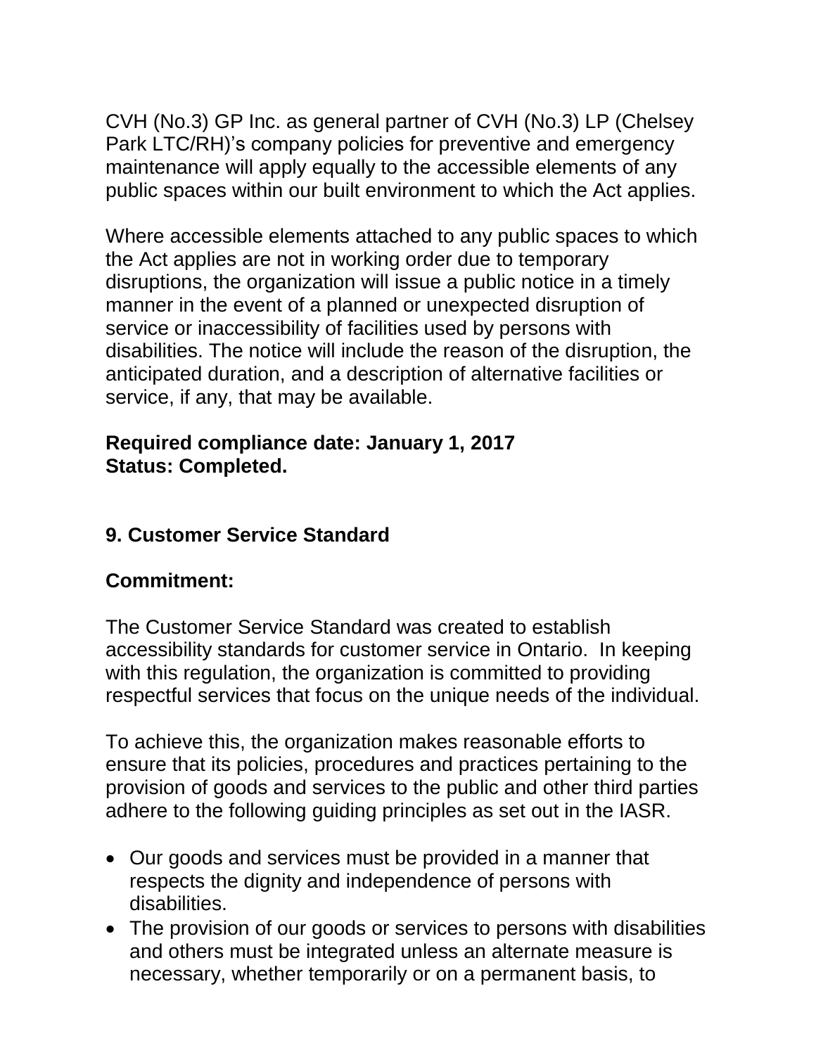CVH (No.3) GP Inc. as general partner of CVH (No.3) LP (Chelsey Park LTC/RH)'s company policies for preventive and emergency maintenance will apply equally to the accessible elements of any public spaces within our built environment to which the Act applies.

Where accessible elements attached to any public spaces to which the Act applies are not in working order due to temporary disruptions, the organization will issue a public notice in a timely manner in the event of a planned or unexpected disruption of service or inaccessibility of facilities used by persons with disabilities. The notice will include the reason of the disruption, the anticipated duration, and a description of alternative facilities or service, if any, that may be available.

**Required compliance date: January 1, 2017**
**Status: Completed.**

## 9. Customer Service Standard

### Commitment:

The Customer Service Standard was created to establish accessibility standards for customer service in Ontario. In keeping with this regulation, the organization is committed to providing respectful services that focus on the unique needs of the individual.

To achieve this, the organization makes reasonable efforts to ensure that its policies, procedures and practices pertaining to the provision of goods and services to the public and other third parties adhere to the following guiding principles as set out in the IASR.

- Our goods and services must be provided in a manner that respects the dignity and independence of persons with disabilities.
- The provision of our goods or services to persons with disabilities and others must be integrated unless an alternate measure is necessary, whether temporarily or on a permanent basis, to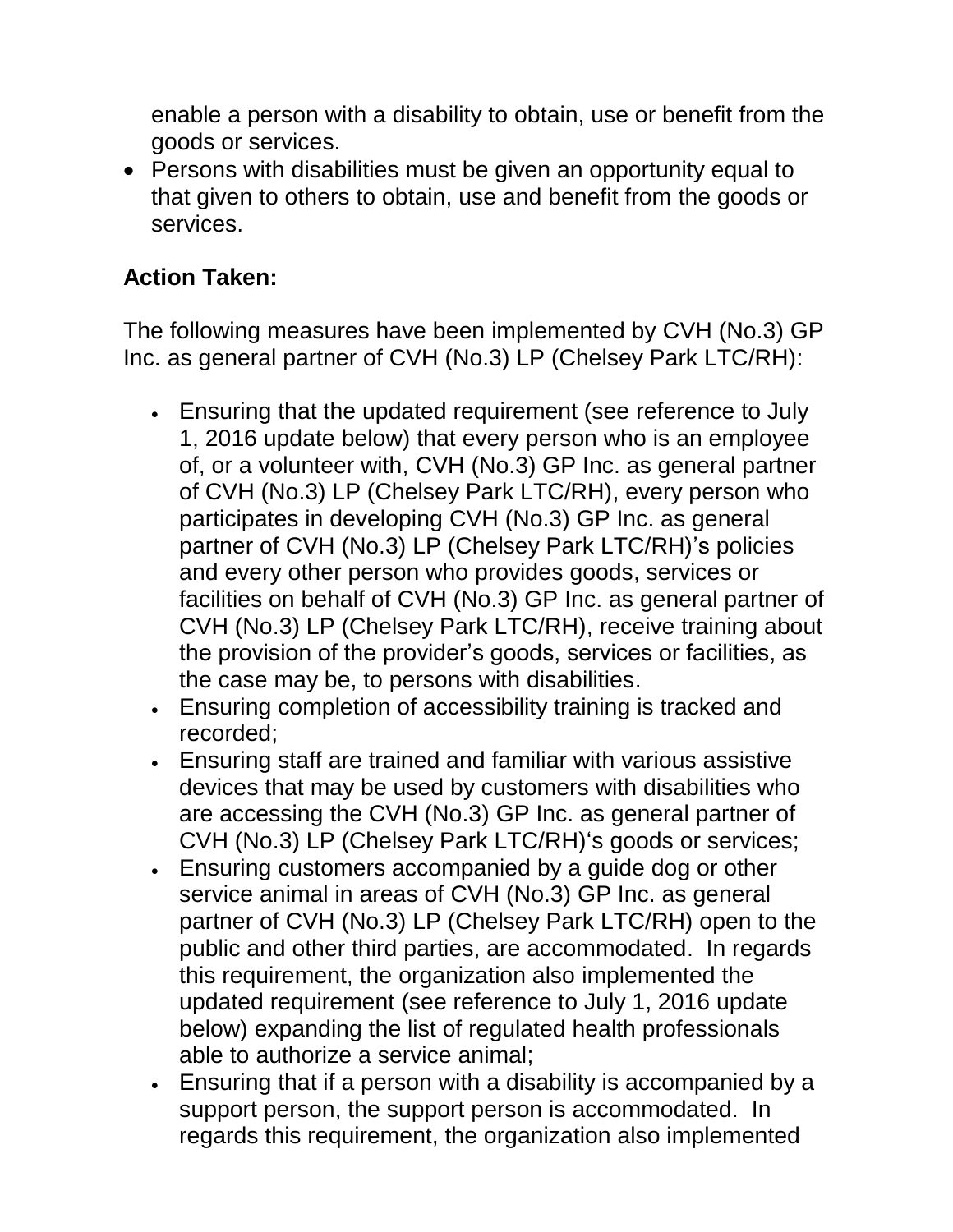enable a person with a disability to obtain, use or benefit from the goods or services.

- Persons with disabilities must be given an opportunity equal to that given to others to obtain, use and benefit from the goods or services.

**Action Taken:**

The following measures have been implemented by CVH (No.3) GP Inc. as general partner of CVH (No.3) LP (Chelsey Park LTC/RH):

- Ensuring that the updated requirement (see reference to July 1, 2016 update below) that every person who is an employee of, or a volunteer with, CVH (No.3) GP Inc. as general partner of CVH (No.3) LP (Chelsey Park LTC/RH), every person who participates in developing CVH (No.3) GP Inc. as general partner of CVH (No.3) LP (Chelsey Park LTC/RH)'s policies and every other person who provides goods, services or facilities on behalf of CVH (No.3) GP Inc. as general partner of CVH (No.3) LP (Chelsey Park LTC/RH), receive training about the provision of the provider's goods, services or facilities, as the case may be, to persons with disabilities.
- Ensuring completion of accessibility training is tracked and recorded;
- Ensuring staff are trained and familiar with various assistive devices that may be used by customers with disabilities who are accessing the CVH (No.3) GP Inc. as general partner of CVH (No.3) LP (Chelsey Park LTC/RH)'s goods or services;
- Ensuring customers accompanied by a guide dog or other service animal in areas of CVH (No.3) GP Inc. as general partner of CVH (No.3) LP (Chelsey Park LTC/RH) open to the public and other third parties, are accommodated. In regards this requirement, the organization also implemented the updated requirement (see reference to July 1, 2016 update below) expanding the list of regulated health professionals able to authorize a service animal;
- Ensuring that if a person with a disability is accompanied by a support person, the support person is accommodated. In regards this requirement, the organization also implemented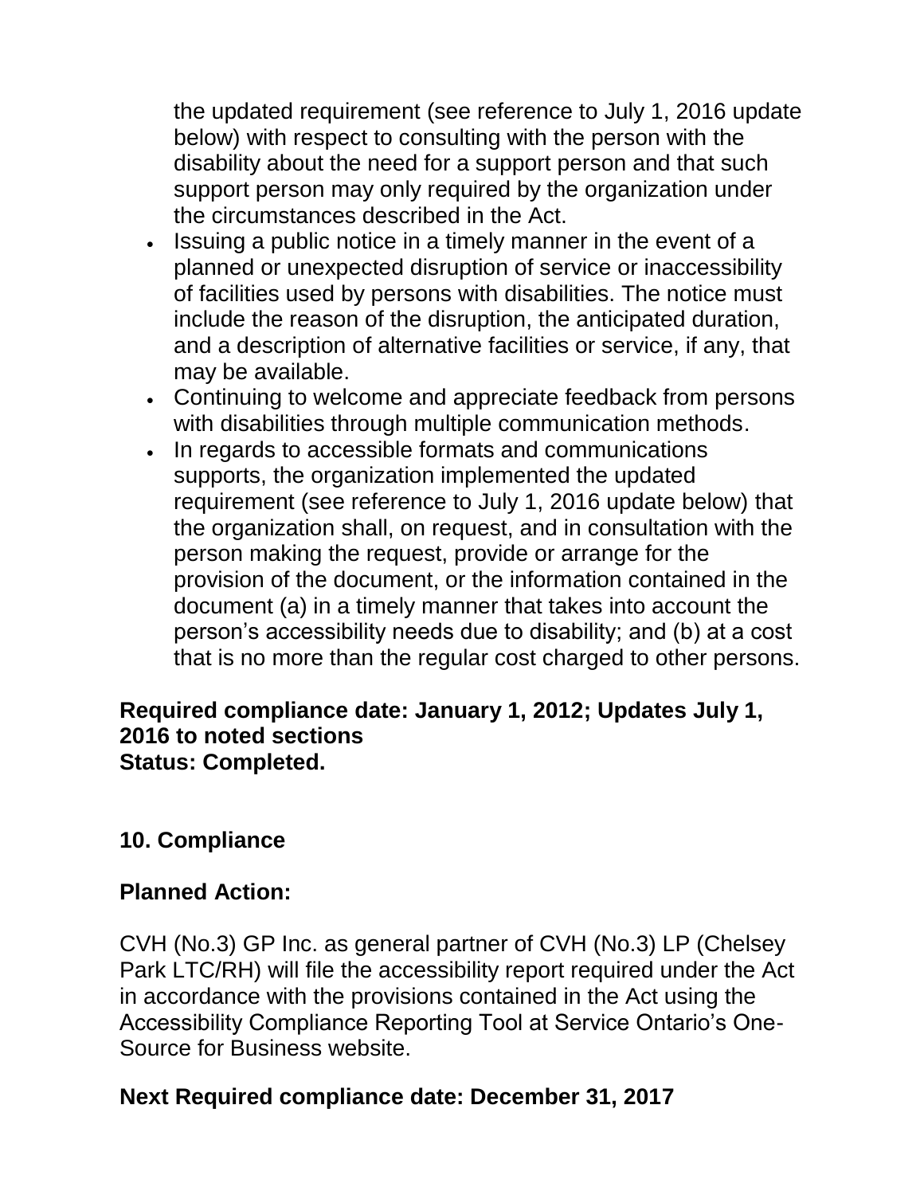the updated requirement (see reference to July 1, 2016 update below) with respect to consulting with the person with the disability about the need for a support person and that such support person may only required by the organization under the circumstances described in the Act.

- Issuing a public notice in a timely manner in the event of a planned or unexpected disruption of service or inaccessibility of facilities used by persons with disabilities. The notice must include the reason of the disruption, the anticipated duration, and a description of alternative facilities or service, if any, that may be available.
- Continuing to welcome and appreciate feedback from persons with disabilities through multiple communication methods.
- In regards to accessible formats and communications supports, the organization implemented the updated requirement (see reference to July 1, 2016 update below) that the organization shall, on request, and in consultation with the person making the request, provide or arrange for the provision of the document, or the information contained in the document (a) in a timely manner that takes into account the person's accessibility needs due to disability; and (b) at a cost that is no more than the regular cost charged to other persons.

**Required compliance date: January 1, 2012; Updates July 1, 2016 to noted sections**
**Status: Completed.**

## 10. Compliance

**Planned Action:**

CVH (No.3) GP Inc. as general partner of CVH (No.3) LP (Chelsey Park LTC/RH) will file the accessibility report required under the Act in accordance with the provisions contained in the Act using the Accessibility Compliance Reporting Tool at Service Ontario's One-Source for Business website.

**Next Required compliance date: December 31, 2017**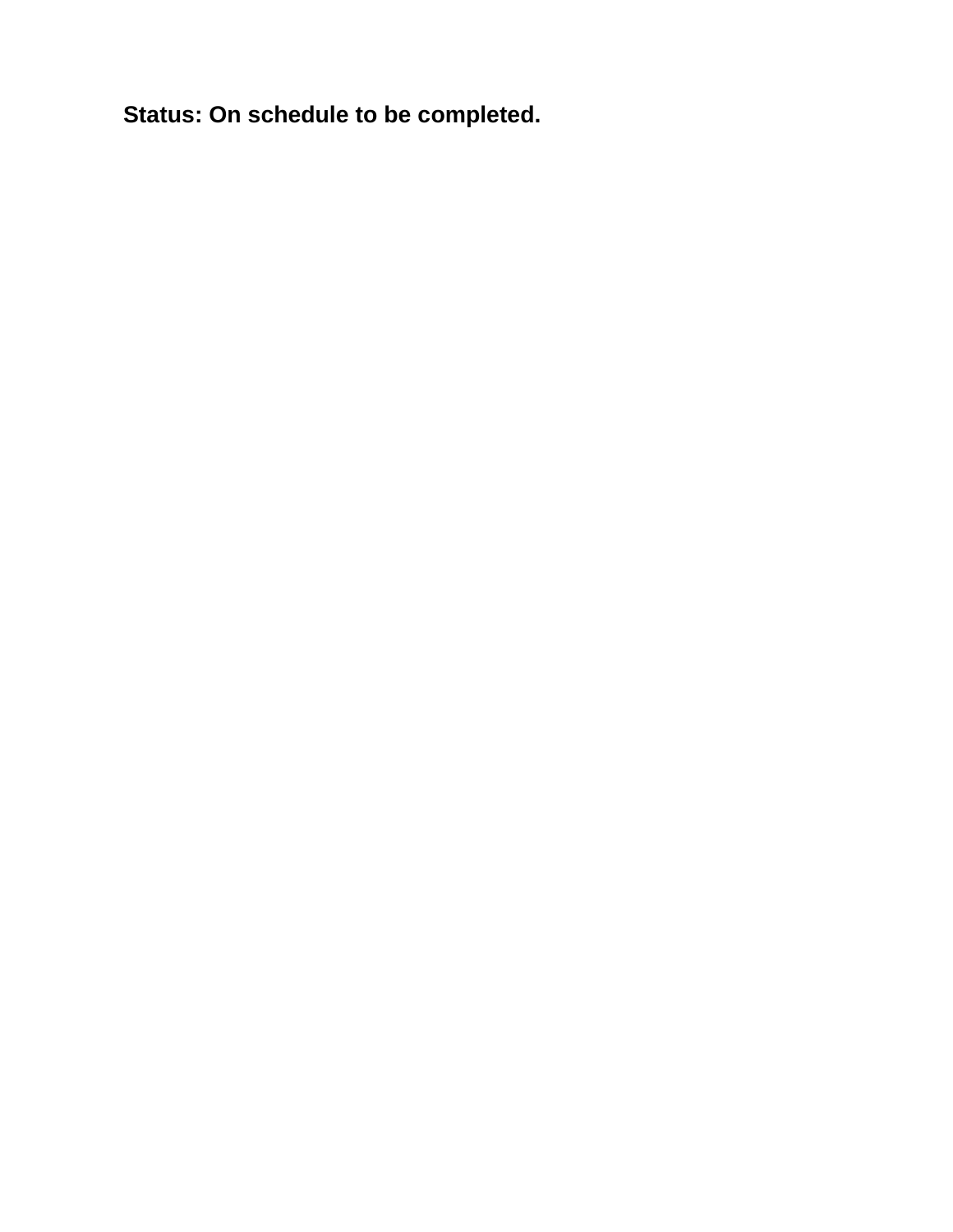**Status: On schedule to be completed.**